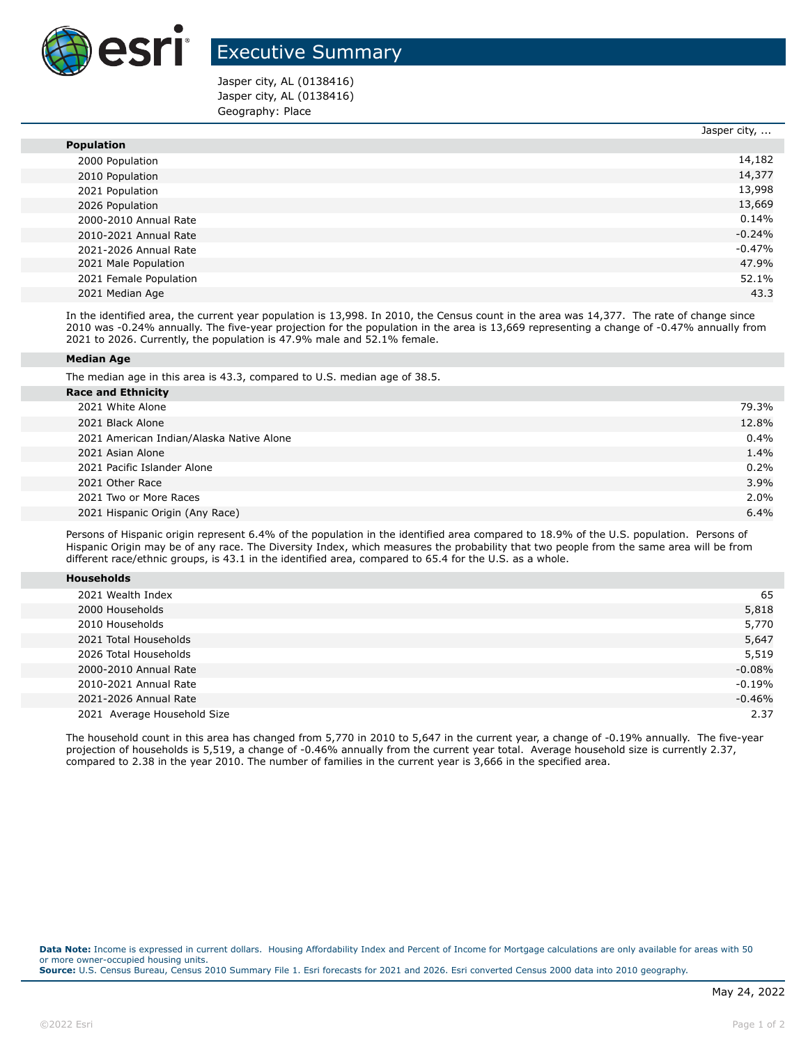# Executive Summary

Jasper city, AL (0138416)
Jasper city, AL (0138416)
Geography: Place

| | Jasper city, ... |
|---|---|
| **Population** | |
| 2000 Population | 14,182 |
| 2010 Population | 14,377 |
| 2021 Population | 13,998 |
| 2026 Population | 13,669 |
| 2000-2010 Annual Rate | 0.14% |
| 2010-2021 Annual Rate | -0.24% |
| 2021-2026 Annual Rate | -0.47% |
| 2021 Male Population | 47.9% |
| 2021 Female Population | 52.1% |
| 2021 Median Age | 43.3 |

In the identified area, the current year population is 13,998. In 2010, the Census count in the area was 14,377. The rate of change since 2010 was -0.24% annually. The five-year projection for the population in the area is 13,669 representing a change of -0.47% annually from 2021 to 2026. Currently, the population is 47.9% male and 52.1% female.

**Median Age**

The median age in this area is 43.3, compared to U.S. median age of 38.5.

| **Race and Ethnicity** | |
|---|---|
| 2021 White Alone | 79.3% |
| 2021 Black Alone | 12.8% |
| 2021 American Indian/Alaska Native Alone | 0.4% |
| 2021 Asian Alone | 1.4% |
| 2021 Pacific Islander Alone | 0.2% |
| 2021 Other Race | 3.9% |
| 2021 Two or More Races | 2.0% |
| 2021 Hispanic Origin (Any Race) | 6.4% |

Persons of Hispanic origin represent 6.4% of the population in the identified area compared to 18.9% of the U.S. population. Persons of Hispanic Origin may be of any race. The Diversity Index, which measures the probability that two people from the same area will be from different race/ethnic groups, is 43.1 in the identified area, compared to 65.4 for the U.S. as a whole.

| **Households** | |
|---|---|
| 2021 Wealth Index | 65 |
| 2000 Households | 5,818 |
| 2010 Households | 5,770 |
| 2021 Total Households | 5,647 |
| 2026 Total Households | 5,519 |
| 2000-2010 Annual Rate | -0.08% |
| 2010-2021 Annual Rate | -0.19% |
| 2021-2026 Annual Rate | -0.46% |
| 2021 Average Household Size | 2.37 |

The household count in this area has changed from 5,770 in 2010 to 5,647 in the current year, a change of -0.19% annually. The five-year projection of households is 5,519, a change of -0.46% annually from the current year total. Average household size is currently 2.37, compared to 2.38 in the year 2010. The number of families in the current year is 3,666 in the specified area.

**Data Note:** Income is expressed in current dollars. Housing Affordability Index and Percent of Income for Mortgage calculations are only available for areas with 50 or more owner-occupied housing units.
**Source:** U.S. Census Bureau, Census 2010 Summary File 1. Esri forecasts for 2021 and 2026. Esri converted Census 2000 data into 2010 geography.

May 24, 2022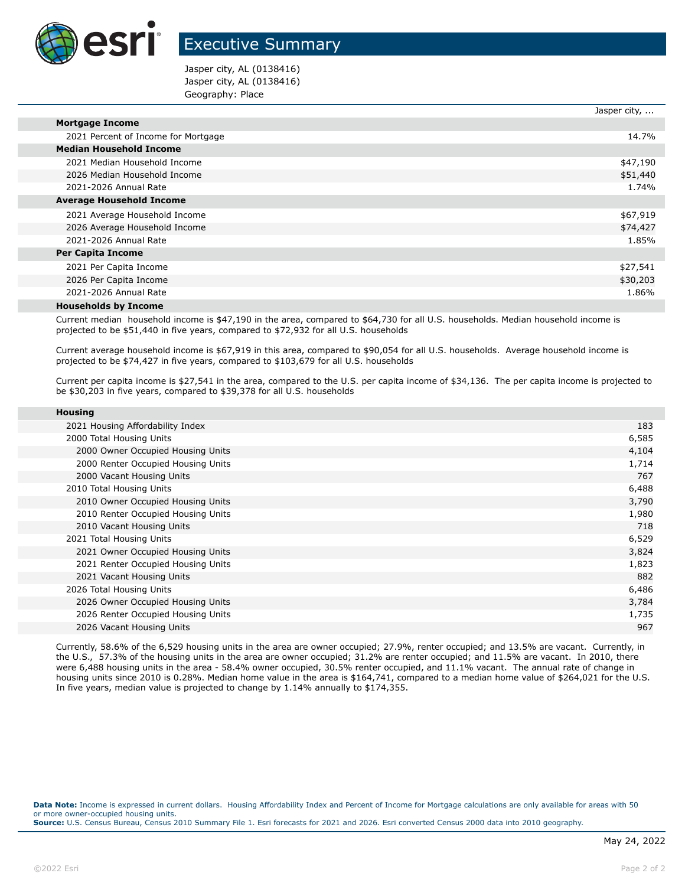Executive Summary

Jasper city, AL (0138416)
Jasper city, AL (0138416)
Geography: Place

| | Jasper city, ... |
|---|---|
| **Mortgage Income** | |
| 2021 Percent of Income for Mortgage | 14.7% |
| **Median Household Income** | |
| 2021 Median Household Income | $47,190 |
| 2026 Median Household Income | $51,440 |
| 2021-2026 Annual Rate | 1.74% |
| **Average Household Income** | |
| 2021 Average Household Income | $67,919 |
| 2026 Average Household Income | $74,427 |
| 2021-2026 Annual Rate | 1.85% |
| **Per Capita Income** | |
| 2021 Per Capita Income | $27,541 |
| 2026 Per Capita Income | $30,203 |
| 2021-2026 Annual Rate | 1.86% |
| **Households by Income** | |

Current median household income is $47,190 in the area, compared to $64,730 for all U.S. households. Median household income is projected to be $51,440 in five years, compared to $72,932 for all U.S. households

Current average household income is $67,919 in this area, compared to $90,054 for all U.S. households. Average household income is projected to be $74,427 in five years, compared to $103,679 for all U.S. households

Current per capita income is $27,541 in the area, compared to the U.S. per capita income of $34,136. The per capita income is projected to be $30,203 in five years, compared to $39,378 for all U.S. households

| | |
|---|---|
| **Housing** | |
| 2021 Housing Affordability Index | 183 |
| 2000 Total Housing Units | 6,585 |
| 2000 Owner Occupied Housing Units | 4,104 |
| 2000 Renter Occupied Housing Units | 1,714 |
| 2000 Vacant Housing Units | 767 |
| 2010 Total Housing Units | 6,488 |
| 2010 Owner Occupied Housing Units | 3,790 |
| 2010 Renter Occupied Housing Units | 1,980 |
| 2010 Vacant Housing Units | 718 |
| 2021 Total Housing Units | 6,529 |
| 2021 Owner Occupied Housing Units | 3,824 |
| 2021 Renter Occupied Housing Units | 1,823 |
| 2021 Vacant Housing Units | 882 |
| 2026 Total Housing Units | 6,486 |
| 2026 Owner Occupied Housing Units | 3,784 |
| 2026 Renter Occupied Housing Units | 1,735 |
| 2026 Vacant Housing Units | 967 |

Currently, 58.6% of the 6,529 housing units in the area are owner occupied; 27.9%, renter occupied; and 13.5% are vacant. Currently, in the U.S., 57.3% of the housing units in the area are owner occupied; 31.2% are renter occupied; and 11.5% are vacant. In 2010, there were 6,488 housing units in the area - 58.4% owner occupied, 30.5% renter occupied, and 11.1% vacant. The annual rate of change in housing units since 2010 is 0.28%. Median home value in the area is $164,741, compared to a median home value of $264,021 for the U.S. In five years, median value is projected to change by 1.14% annually to $174,355.

**Data Note:** Income is expressed in current dollars. Housing Affordability Index and Percent of Income for Mortgage calculations are only available for areas with 50 or more owner-occupied housing units.
**Source:** U.S. Census Bureau, Census 2010 Summary File 1. Esri forecasts for 2021 and 2026. Esri converted Census 2000 data into 2010 geography.

May 24, 2022